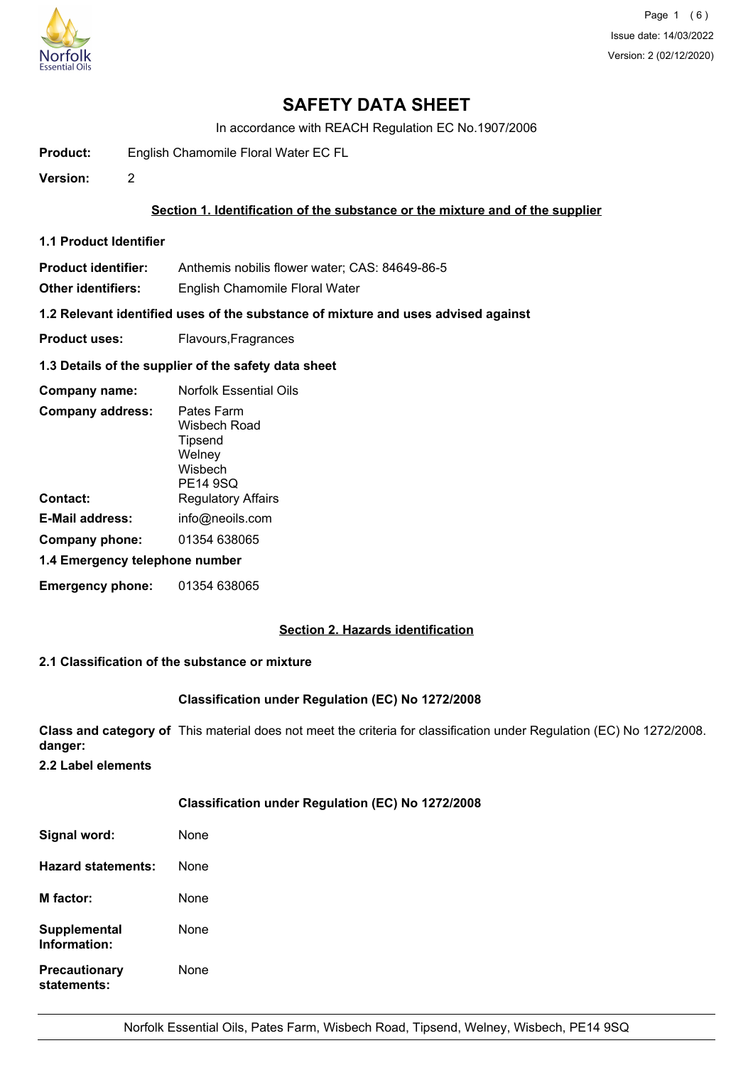# SAFETY DATA SHEET

In accordance with REACH Regulation EC No.1907/2006

**Product:** English Chamomile Floral Water EC FL

**Version:** 2

## Section 1. Identification of the substance or the mixture and of the supplier

### 1.1 Product Identifier

**Product identifier:** Anthemis nobilis flower water; CAS: 84649-86-5

**Other identifiers:** English Chamomile Floral Water

### 1.2 Relevant identified uses of the substance of mixture and uses advised against

**Product uses:** Flavours,Fragrances

### 1.3 Details of the supplier of the safety data sheet

**Company name:** Norfolk Essential Oils

**Company address:** Pates Farm
Wisbech Road
Tipsend
Welney
Wisbech
PE14 9SQ

**Contact:** Regulatory Affairs

**E-Mail address:** info@neoils.com

**Company phone:** 01354 638065

### 1.4 Emergency telephone number

**Emergency phone:** 01354 638065

## Section 2. Hazards identification

### 2.1 Classification of the substance or mixture

**Classification under Regulation (EC) No 1272/2008**

**Class and category of danger:** This material does not meet the criteria for classification under Regulation (EC) No 1272/2008.

### 2.2 Label elements

**Classification under Regulation (EC) No 1272/2008**

**Signal word:** None

**Hazard statements:** None

**M factor:** None

**Supplemental Information:** None

**Precautionary statements:** None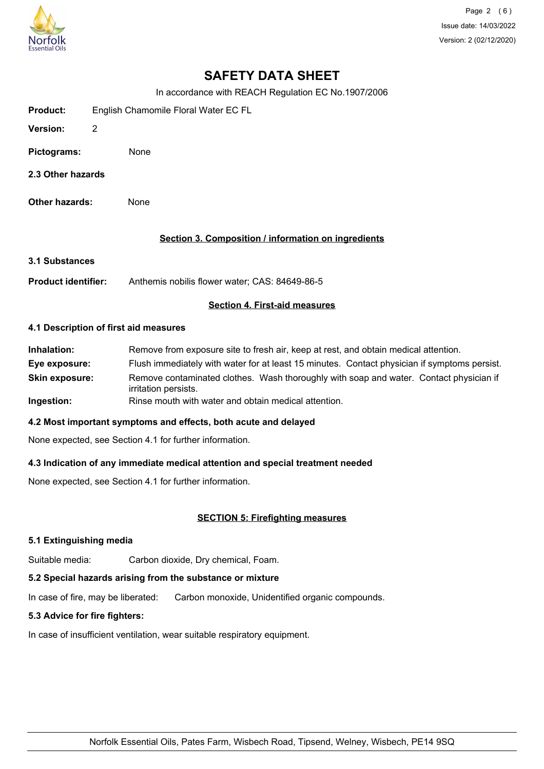# SAFETY DATA SHEET

In accordance with REACH Regulation EC No.1907/2006

**Product:** English Chamomile Floral Water EC FL

**Version:** 2

**Pictograms:** None

**2.3 Other hazards**

**Other hazards:** None

## Section 3. Composition / information on ingredients

**3.1 Substances**

**Product identifier:** Anthemis nobilis flower water; CAS: 84649-86-5

## Section 4. First-aid measures

**4.1 Description of first aid measures**

**Inhalation:** Remove from exposure site to fresh air, keep at rest, and obtain medical attention.

**Eye exposure:** Flush immediately with water for at least 15 minutes. Contact physician if symptoms persist.

**Skin exposure:** Remove contaminated clothes. Wash thoroughly with soap and water. Contact physician if irritation persists.

**Ingestion:** Rinse mouth with water and obtain medical attention.

**4.2 Most important symptoms and effects, both acute and delayed**

None expected, see Section 4.1 for further information.

**4.3 Indication of any immediate medical attention and special treatment needed**

None expected, see Section 4.1 for further information.

## SECTION 5: Firefighting measures

**5.1 Extinguishing media**

Suitable media: Carbon dioxide, Dry chemical, Foam.

**5.2 Special hazards arising from the substance or mixture**

In case of fire, may be liberated: Carbon monoxide, Unidentified organic compounds.

**5.3 Advice for fire fighters:**

In case of insufficient ventilation, wear suitable respiratory equipment.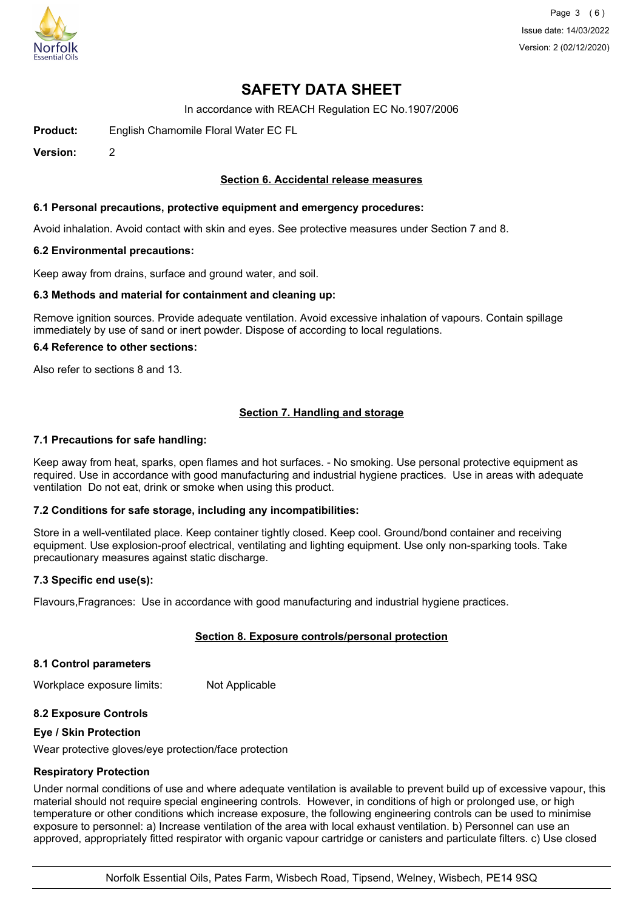# SAFETY DATA SHEET

In accordance with REACH Regulation EC No.1907/2006

**Product:** English Chamomile Floral Water EC FL

**Version:** 2

## Section 6. Accidental release measures

### 6.1 Personal precautions, protective equipment and emergency procedures:

Avoid inhalation. Avoid contact with skin and eyes. See protective measures under Section 7 and 8.

### 6.2 Environmental precautions:

Keep away from drains, surface and ground water, and soil.

### 6.3 Methods and material for containment and cleaning up:

Remove ignition sources. Provide adequate ventilation. Avoid excessive inhalation of vapours. Contain spillage immediately by use of sand or inert powder. Dispose of according to local regulations.

### 6.4 Reference to other sections:

Also refer to sections 8 and 13.

## Section 7. Handling and storage

### 7.1 Precautions for safe handling:

Keep away from heat, sparks, open flames and hot surfaces. - No smoking. Use personal protective equipment as required. Use in accordance with good manufacturing and industrial hygiene practices. Use in areas with adequate ventilation Do not eat, drink or smoke when using this product.

### 7.2 Conditions for safe storage, including any incompatibilities:

Store in a well-ventilated place. Keep container tightly closed. Keep cool. Ground/bond container and receiving equipment. Use explosion-proof electrical, ventilating and lighting equipment. Use only non-sparking tools. Take precautionary measures against static discharge.

### 7.3 Specific end use(s):

Flavours,Fragrances: Use in accordance with good manufacturing and industrial hygiene practices.

## Section 8. Exposure controls/personal protection

### 8.1 Control parameters

Workplace exposure limits: Not Applicable

### 8.2 Exposure Controls

**Eye / Skin Protection**

Wear protective gloves/eye protection/face protection

**Respiratory Protection**

Under normal conditions of use and where adequate ventilation is available to prevent build up of excessive vapour, this material should not require special engineering controls. However, in conditions of high or prolonged use, or high temperature or other conditions which increase exposure, the following engineering controls can be used to minimise exposure to personnel: a) Increase ventilation of the area with local exhaust ventilation. b) Personnel can use an approved, appropriately fitted respirator with organic vapour cartridge or canisters and particulate filters. c) Use closed

Norfolk Essential Oils, Pates Farm, Wisbech Road, Tipsend, Welney, Wisbech, PE14 9SQ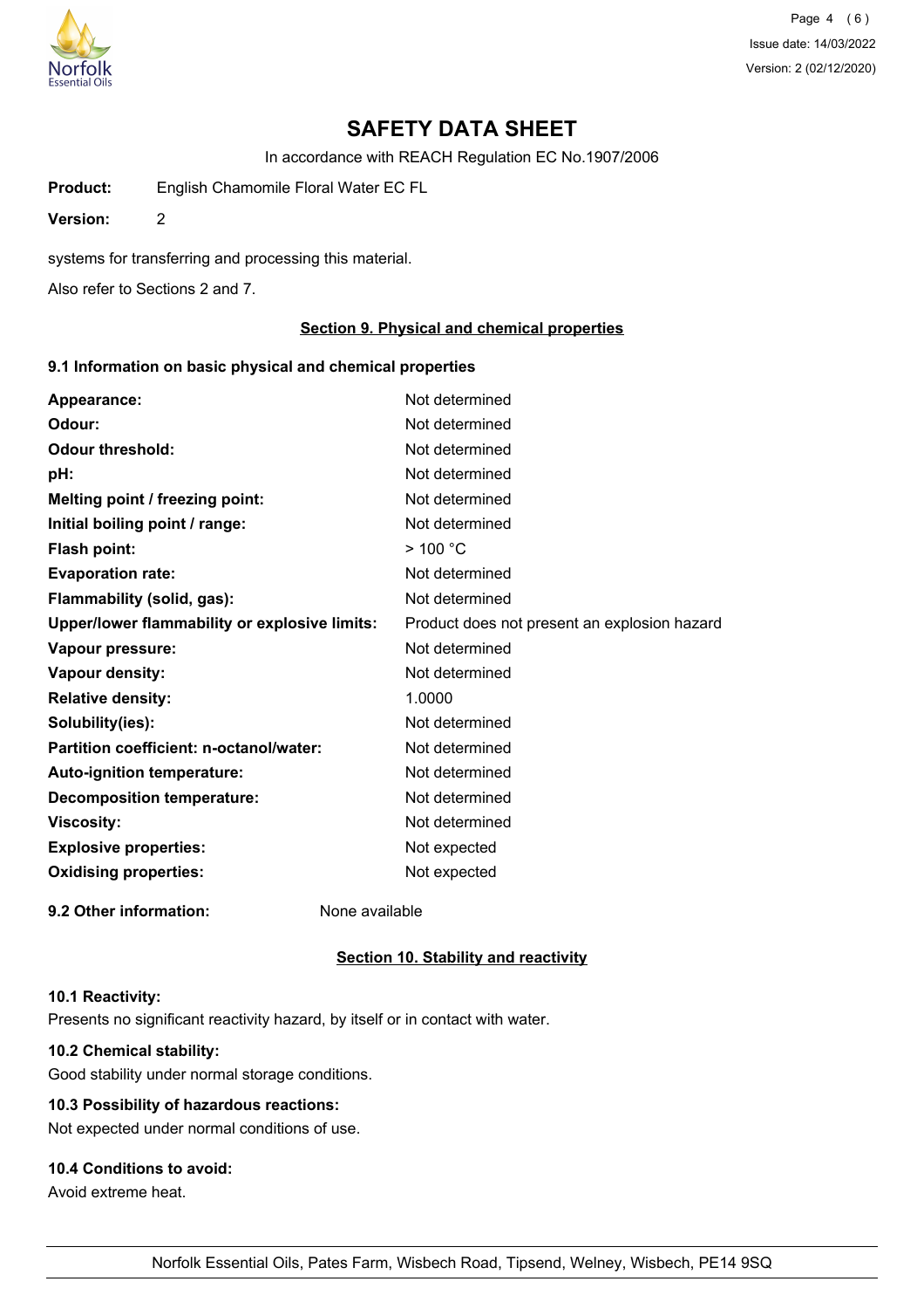# SAFETY DATA SHEET

In accordance with REACH Regulation EC No.1907/2006

**Product:** English Chamomile Floral Water EC FL

**Version:** 2

systems for transferring and processing this material.

Also refer to Sections 2 and 7.

## Section 9. Physical and chemical properties

### 9.1 Information on basic physical and chemical properties

| | |
|---|---|
| **Appearance:** | Not determined |
| **Odour:** | Not determined |
| **Odour threshold:** | Not determined |
| **pH:** | Not determined |
| **Melting point / freezing point:** | Not determined |
| **Initial boiling point / range:** | Not determined |
| **Flash point:** | > 100 °C |
| **Evaporation rate:** | Not determined |
| **Flammability (solid, gas):** | Not determined |
| **Upper/lower flammability or explosive limits:** | Product does not present an explosion hazard |
| **Vapour pressure:** | Not determined |
| **Vapour density:** | Not determined |
| **Relative density:** | 1.0000 |
| **Solubility(ies):** | Not determined |
| **Partition coefficient: n-octanol/water:** | Not determined |
| **Auto-ignition temperature:** | Not determined |
| **Decomposition temperature:** | Not determined |
| **Viscosity:** | Not determined |
| **Explosive properties:** | Not expected |
| **Oxidising properties:** | Not expected |

**9.2 Other information:** None available

## Section 10. Stability and reactivity

**10.1 Reactivity:**

Presents no significant reactivity hazard, by itself or in contact with water.

**10.2 Chemical stability:**

Good stability under normal storage conditions.

**10.3 Possibility of hazardous reactions:**

Not expected under normal conditions of use.

**10.4 Conditions to avoid:**

Avoid extreme heat.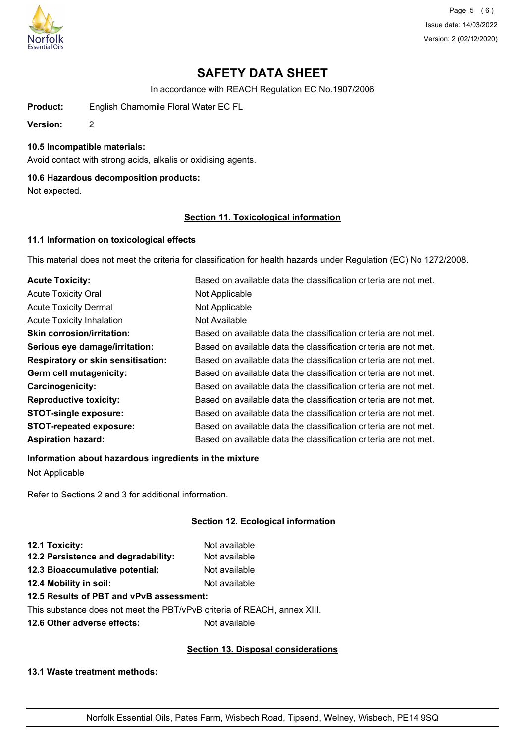# SAFETY DATA SHEET

In accordance with REACH Regulation EC No.1907/2006

**Product:** English Chamomile Floral Water EC FL

**Version:** 2

**10.5 Incompatible materials:**

Avoid contact with strong acids, alkalis or oxidising agents.

**10.6 Hazardous decomposition products:**

Not expected.

## Section 11. Toxicological information

### 11.1 Information on toxicological effects

This material does not meet the criteria for classification for health hazards under Regulation (EC) No 1272/2008.

| | |
|---|---|
| **Acute Toxicity:** | Based on available data the classification criteria are not met. |
| Acute Toxicity Oral | Not Applicable |
| Acute Toxicity Dermal | Not Applicable |
| Acute Toxicity Inhalation | Not Available |
| **Skin corrosion/irritation:** | Based on available data the classification criteria are not met. |
| **Serious eye damage/irritation:** | Based on available data the classification criteria are not met. |
| **Respiratory or skin sensitisation:** | Based on available data the classification criteria are not met. |
| **Germ cell mutagenicity:** | Based on available data the classification criteria are not met. |
| **Carcinogenicity:** | Based on available data the classification criteria are not met. |
| **Reproductive toxicity:** | Based on available data the classification criteria are not met. |
| **STOT-single exposure:** | Based on available data the classification criteria are not met. |
| **STOT-repeated exposure:** | Based on available data the classification criteria are not met. |
| **Aspiration hazard:** | Based on available data the classification criteria are not met. |

**Information about hazardous ingredients in the mixture**

Not Applicable

Refer to Sections 2 and 3 for additional information.

## Section 12. Ecological information

| | |
|---|---|
| **12.1 Toxicity:** | Not available |
| **12.2 Persistence and degradability:** | Not available |
| **12.3 Bioaccumulative potential:** | Not available |
| **12.4 Mobility in soil:** | Not available |

**12.5 Results of PBT and vPvB assessment:**

This substance does not meet the PBT/vPvB criteria of REACH, annex XIII.

**12.6 Other adverse effects:** Not available

## Section 13. Disposal considerations

**13.1 Waste treatment methods:**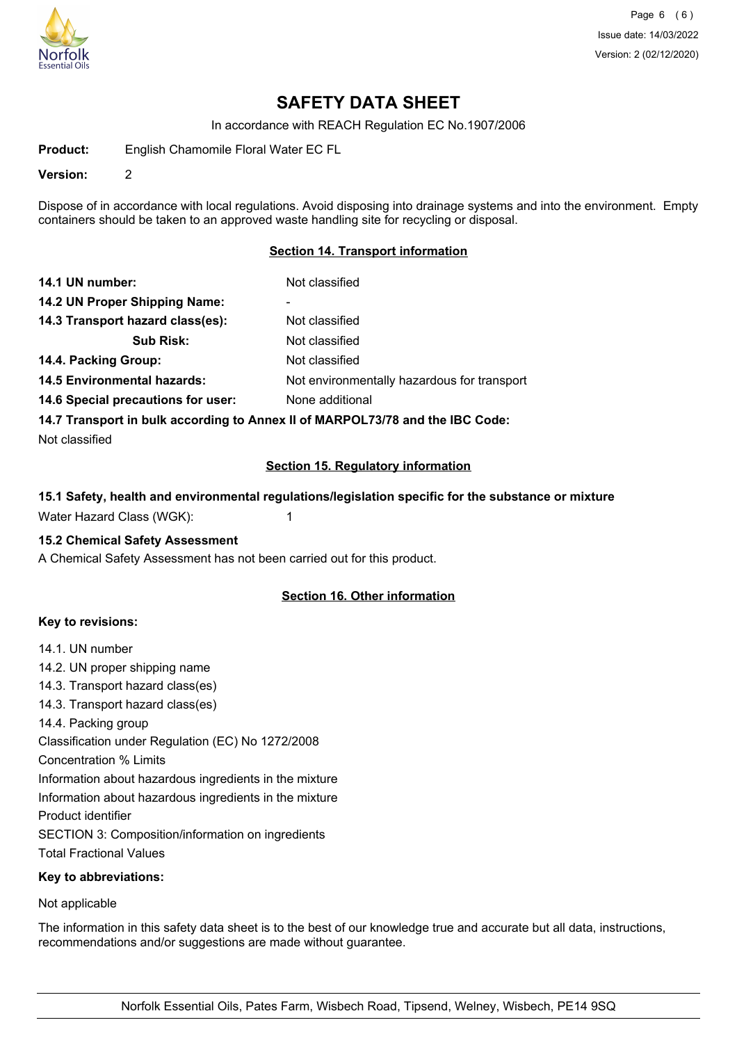# SAFETY DATA SHEET

In accordance with REACH Regulation EC No.1907/2006

**Product:** English Chamomile Floral Water EC FL

**Version:** 2

Dispose of in accordance with local regulations. Avoid disposing into drainage systems and into the environment. Empty containers should be taken to an approved waste handling site for recycling or disposal.

## Section 14. Transport information

| | |
|---|---|
| **14.1 UN number:** | Not classified |
| **14.2 UN Proper Shipping Name:** | - |
| **14.3 Transport hazard class(es):** | Not classified |
| **Sub Risk:** | Not classified |
| **14.4. Packing Group:** | Not classified |
| **14.5 Environmental hazards:** | Not environmentally hazardous for transport |
| **14.6 Special precautions for user:** | None additional |

**14.7 Transport in bulk according to Annex II of MARPOL73/78 and the IBC Code:**

Not classified

## Section 15. Regulatory information

**15.1 Safety, health and environmental regulations/legislation specific for the substance or mixture**

Water Hazard Class (WGK): 1

**15.2 Chemical Safety Assessment**

A Chemical Safety Assessment has not been carried out for this product.

## Section 16. Other information

**Key to revisions:**

14.1. UN number
14.2. UN proper shipping name
14.3. Transport hazard class(es)
14.3. Transport hazard class(es)
14.4. Packing group
Classification under Regulation (EC) No 1272/2008
Concentration % Limits
Information about hazardous ingredients in the mixture
Information about hazardous ingredients in the mixture
Product identifier
SECTION 3: Composition/information on ingredients
Total Fractional Values

**Key to abbreviations:**

Not applicable

The information in this safety data sheet is to the best of our knowledge true and accurate but all data, instructions, recommendations and/or suggestions are made without guarantee.

Norfolk Essential Oils, Pates Farm, Wisbech Road, Tipsend, Welney, Wisbech, PE14 9SQ